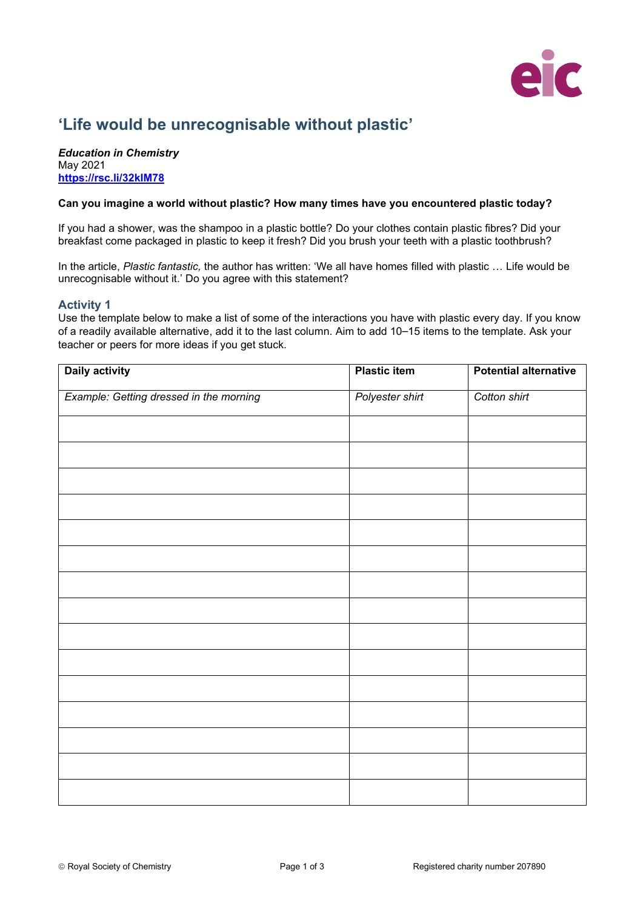# 'Life would be unrecognisable without plastic'

***Education in Chemistry***
May 2021
**https://rsc.li/32klM78**

**Can you imagine a world without plastic? How many times have you encountered plastic today?**

If you had a shower, was the shampoo in a plastic bottle? Do your clothes contain plastic fibres? Did your breakfast come packaged in plastic to keep it fresh? Did you brush your teeth with a plastic toothbrush?

In the article, *Plastic fantastic,* the author has written: 'We all have homes filled with plastic … Life would be unrecognisable without it.' Do you agree with this statement?

## Activity 1

Use the template below to make a list of some of the interactions you have with plastic every day. If you know of a readily available alternative, add it to the last column. Aim to add 10–15 items to the template. Ask your teacher or peers for more ideas if you get stuck.

| Daily activity | Plastic item | Potential alternative |
|---|---|---|
| *Example: Getting dressed in the morning* | *Polyester shirt* | *Cotton shirt* |
| | | |
| | | |
| | | |
| | | |
| | | |
| | | |
| | | |
| | | |
| | | |
| | | |
| | | |
| | | |
| | | |
| | | |
| | | |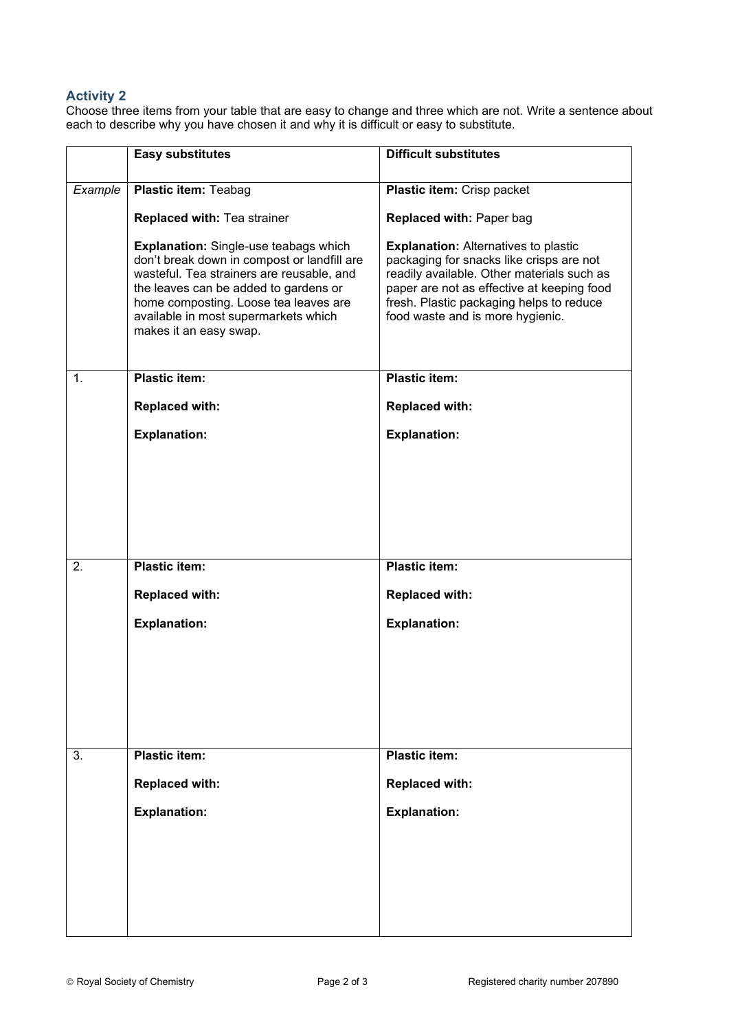## Activity 2

Choose three items from your table that are easy to change and three which are not. Write a sentence about each to describe why you have chosen it and why it is difficult or easy to substitute.

| | Easy substitutes | Difficult substitutes |
|---|---|---|
| *Example* | **Plastic item:** Teabag<br><br>**Replaced with:** Tea strainer<br><br>**Explanation:** Single-use teabags which don't break down in compost or landfill are wasteful. Tea strainers are reusable, and the leaves can be added to gardens or home composting. Loose tea leaves are available in most supermarkets which makes it an easy swap. | **Plastic item:** Crisp packet<br><br>**Replaced with:** Paper bag<br><br>**Explanation:** Alternatives to plastic packaging for snacks like crisps are not readily available. Other materials such as paper are not as effective at keeping food fresh. Plastic packaging helps to reduce food waste and is more hygienic. |
| 1. | **Plastic item:**<br><br>**Replaced with:**<br><br>**Explanation:** | **Plastic item:**<br><br>**Replaced with:**<br><br>**Explanation:** |
| 2. | **Plastic item:**<br><br>**Replaced with:**<br><br>**Explanation:** | **Plastic item:**<br><br>**Replaced with:**<br><br>**Explanation:** |
| 3. | **Plastic item:**<br><br>**Replaced with:**<br><br>**Explanation:** | **Plastic item:**<br><br>**Replaced with:**<br><br>**Explanation:** |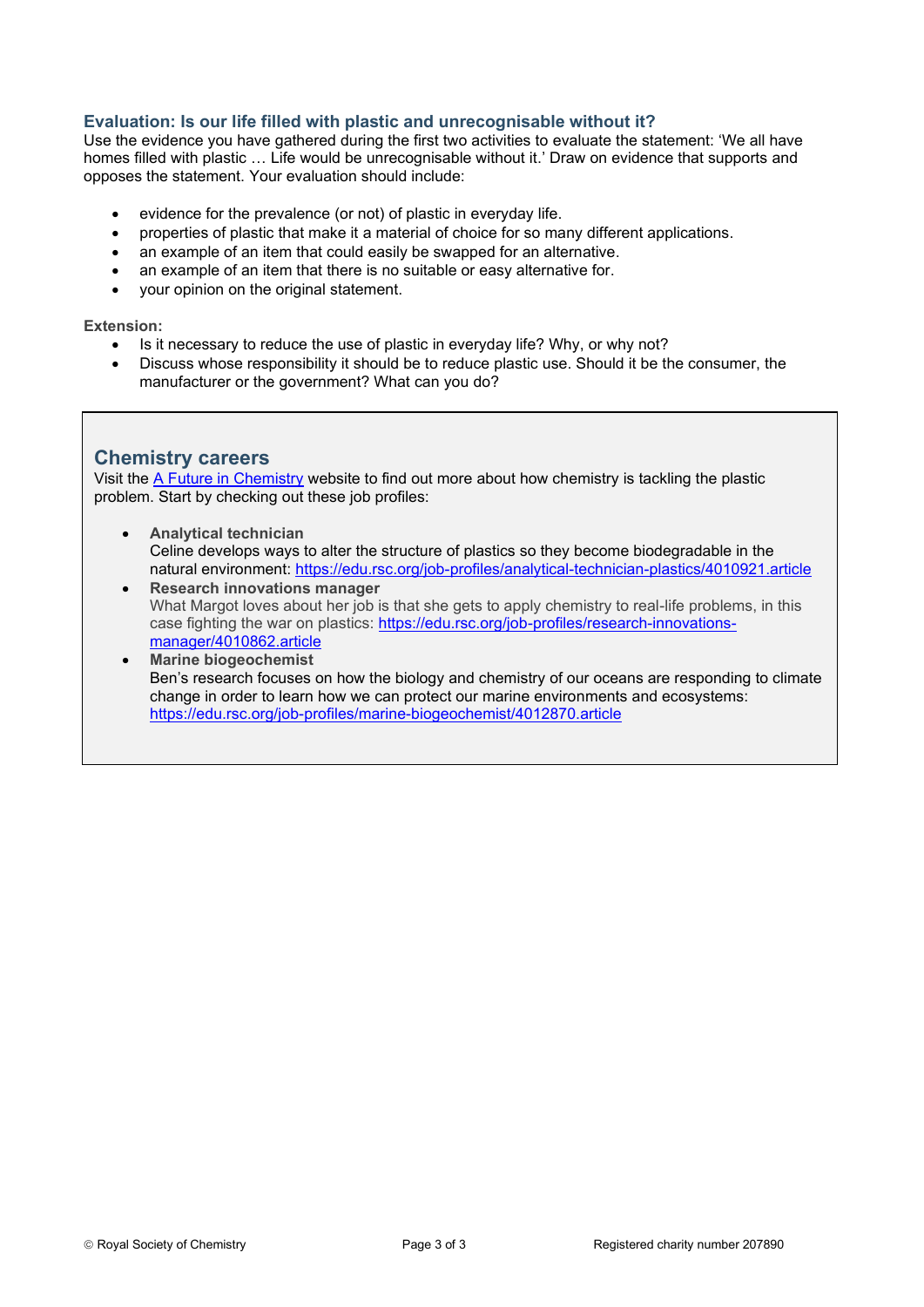## Evaluation: Is our life filled with plastic and unrecognisable without it?

Use the evidence you have gathered during the first two activities to evaluate the statement: 'We all have homes filled with plastic … Life would be unrecognisable without it.' Draw on evidence that supports and opposes the statement. Your evaluation should include:

- evidence for the prevalence (or not) of plastic in everyday life.
- properties of plastic that make it a material of choice for so many different applications.
- an example of an item that could easily be swapped for an alternative.
- an example of an item that there is no suitable or easy alternative for.
- your opinion on the original statement.

**Extension:**

- Is it necessary to reduce the use of plastic in everyday life? Why, or why not?
- Discuss whose responsibility it should be to reduce plastic use. Should it be the consumer, the manufacturer or the government? What can you do?

## Chemistry careers

Visit the [A Future in Chemistry]() website to find out more about how chemistry is tackling the plastic problem. Start by checking out these job profiles:

- **Analytical technician**
  Celine develops ways to alter the structure of plastics so they become biodegradable in the natural environment: https://edu.rsc.org/job-profiles/analytical-technician-plastics/4010921.article
- **Research innovations manager**
  What Margot loves about her job is that she gets to apply chemistry to real-life problems, in this case fighting the war on plastics: https://edu.rsc.org/job-profiles/research-innovations-manager/4010862.article
- **Marine biogeochemist**
  Ben's research focuses on how the biology and chemistry of our oceans are responding to climate change in order to learn how we can protect our marine environments and ecosystems: https://edu.rsc.org/job-profiles/marine-biogeochemist/4012870.article

© Royal Society of Chemistry Registered charity number 207890